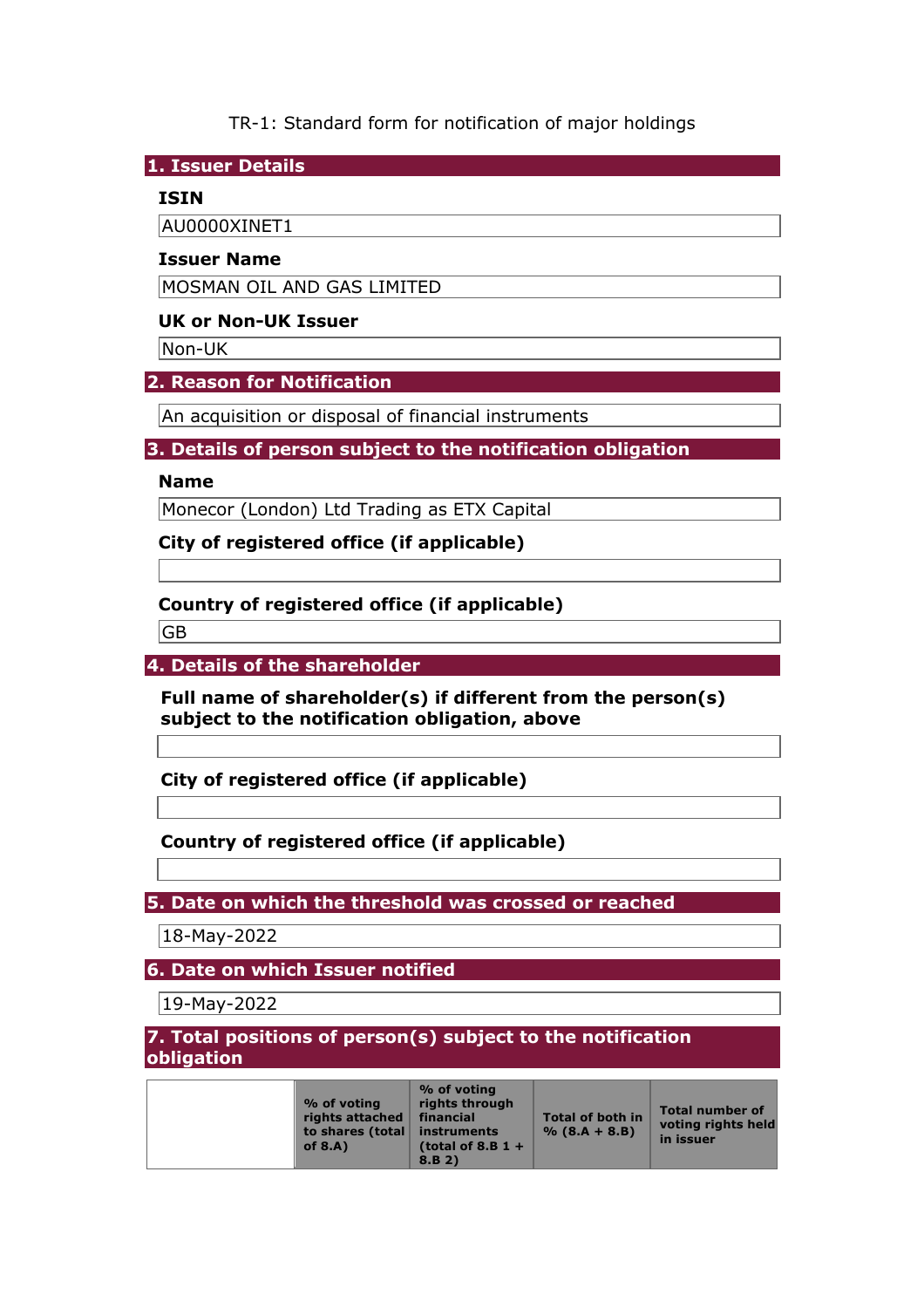TR-1: Standard form for notification of major holdings

## 1. Issuer Details

**ISIN**

AU0000XINET1

**Issuer Name**

MOSMAN OIL AND GAS LIMITED

**UK or Non-UK Issuer**

Non-UK

## 2. Reason for Notification

An acquisition or disposal of financial instruments

## 3. Details of person subject to the notification obligation

**Name**

Monecor (London) Ltd Trading as ETX Capital

**City of registered office (if applicable)**

**Country of registered office (if applicable)**

GB

## 4. Details of the shareholder

**Full name of shareholder(s) if different from the person(s) subject to the notification obligation, above**

**City of registered office (if applicable)**

**Country of registered office (if applicable)**

## 5. Date on which the threshold was crossed or reached

18-May-2022

## 6. Date on which Issuer notified

19-May-2022

## 7. Total positions of person(s) subject to the notification obligation

| | % of voting rights attached to shares (total of 8.A) | % of voting rights through financial instruments (total of 8.B 1 + 8.B 2) | Total of both in % (8.A + 8.B) | Total number of voting rights held in issuer |
|---|---|---|---|---|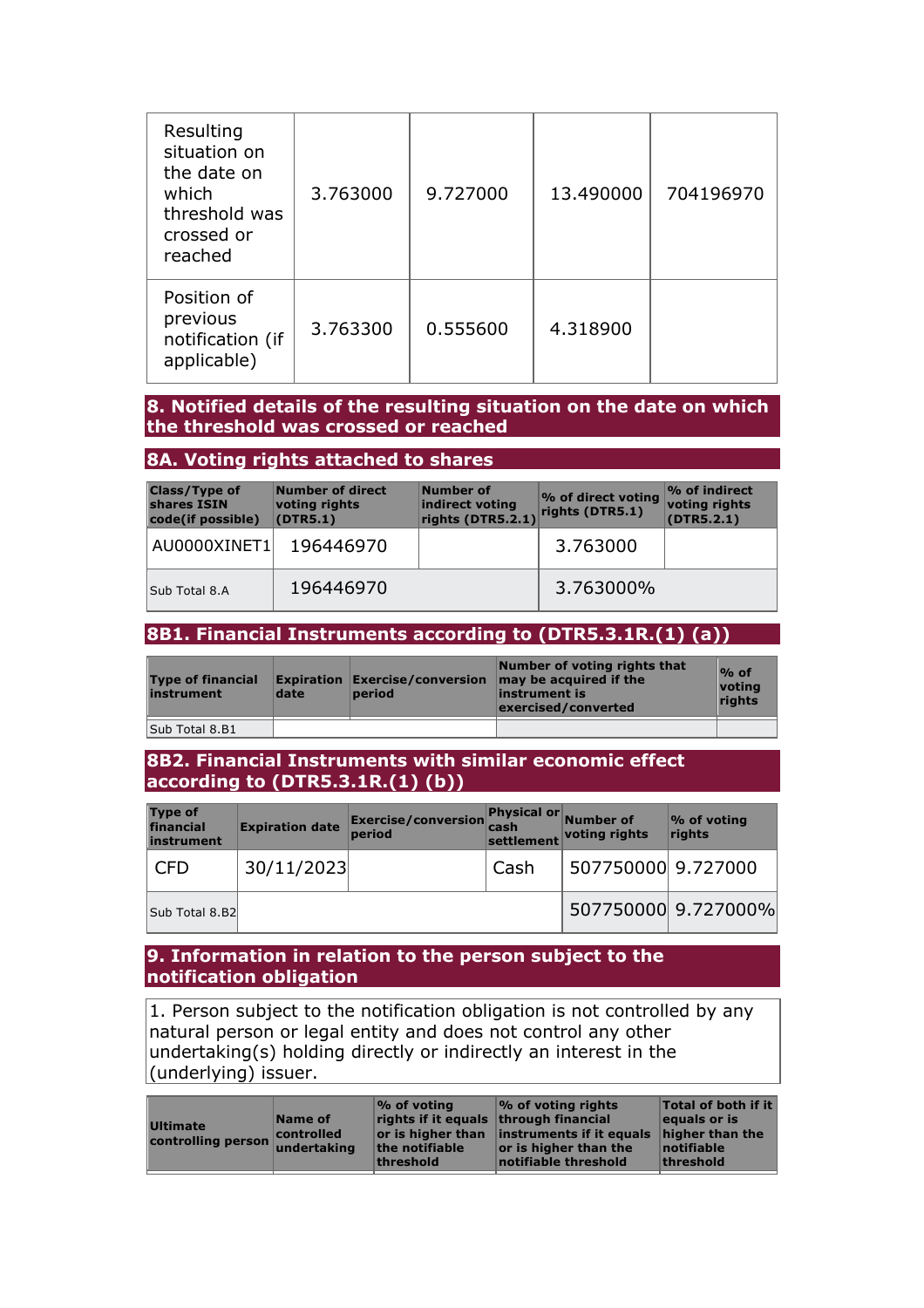| | | | | |
|---|---|---|---|---|
| Resulting situation on the date on which threshold was crossed or reached | 3.763000 | 9.727000 | 13.490000 | 704196970 |
| Position of previous notification (if applicable) | 3.763300 | 0.555600 | 4.318900 | |

## 8. Notified details of the resulting situation on the date on which the threshold was crossed or reached

### 8A. Voting rights attached to shares

| Class/Type of shares ISIN code(if possible) | Number of direct voting rights (DTR5.1) | Number of indirect voting rights (DTR5.2.1) | % of direct voting rights (DTR5.1) | % of indirect voting rights (DTR5.2.1) |
|---|---|---|---|---|
| AU0000XINET1 | 196446970 | | 3.763000 | |
| Sub Total 8.A | 196446970 | | 3.763000% | |

### 8B1. Financial Instruments according to (DTR5.3.1R.(1) (a))

| Type of financial instrument | Expiration date | Exercise/conversion period | Number of voting rights that may be acquired if the instrument is exercised/converted | % of voting rights |
|---|---|---|---|---|
| Sub Total 8.B1 | | | | |

### 8B2. Financial Instruments with similar economic effect according to (DTR5.3.1R.(1) (b))

| Type of financial instrument | Expiration date | Exercise/conversion period | Physical or cash settlement | Number of voting rights | % of voting rights |
|---|---|---|---|---|---|
| CFD | 30/11/2023 | | Cash | 507750000 | 9.727000 |
| Sub Total 8.B2 | | | | 507750000 | 9.727000% |

## 9. Information in relation to the person subject to the notification obligation

1. Person subject to the notification obligation is not controlled by any natural person or legal entity and does not control any other undertaking(s) holding directly or indirectly an interest in the (underlying) issuer.

| Ultimate controlling person | Name of controlled undertaking | % of voting rights if it equals or is higher than the notifiable threshold | % of voting rights through financial instruments if it equals or is higher than the notifiable threshold | Total of both if it equals or is higher than the notifiable threshold |
|---|---|---|---|---|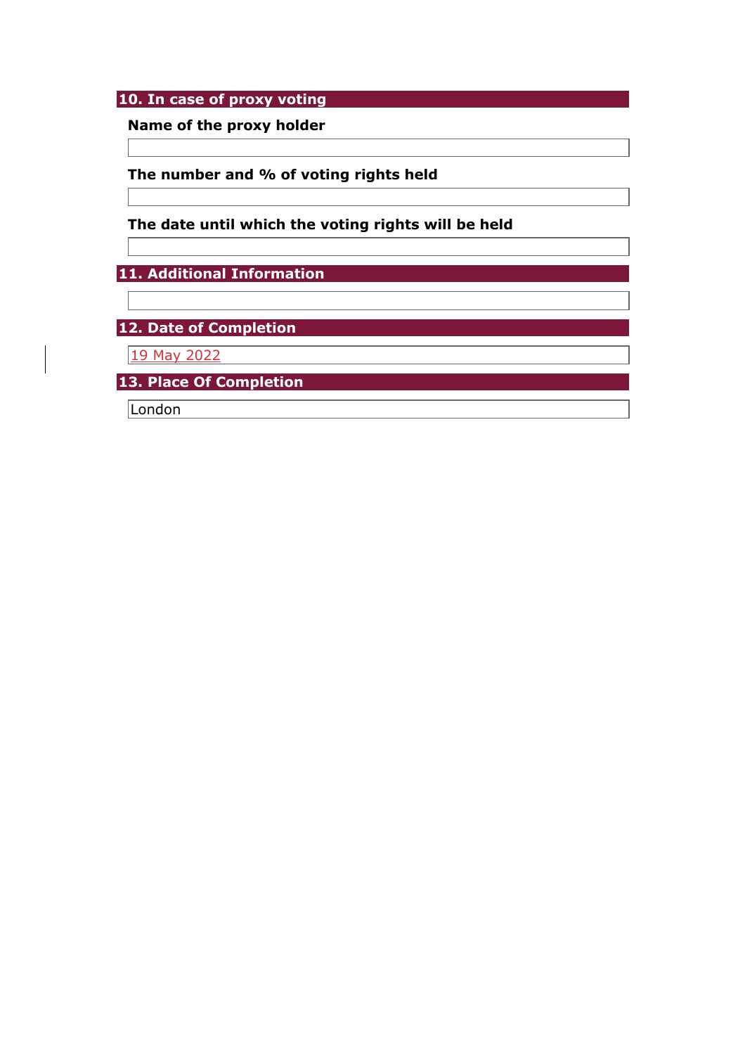## 10. In case of proxy voting

**Name of the proxy holder**

**The number and % of voting rights held**

**The date until which the voting rights will be held**

## 11. Additional Information

## 12. Date of Completion

19 May 2022

## 13. Place Of Completion

London